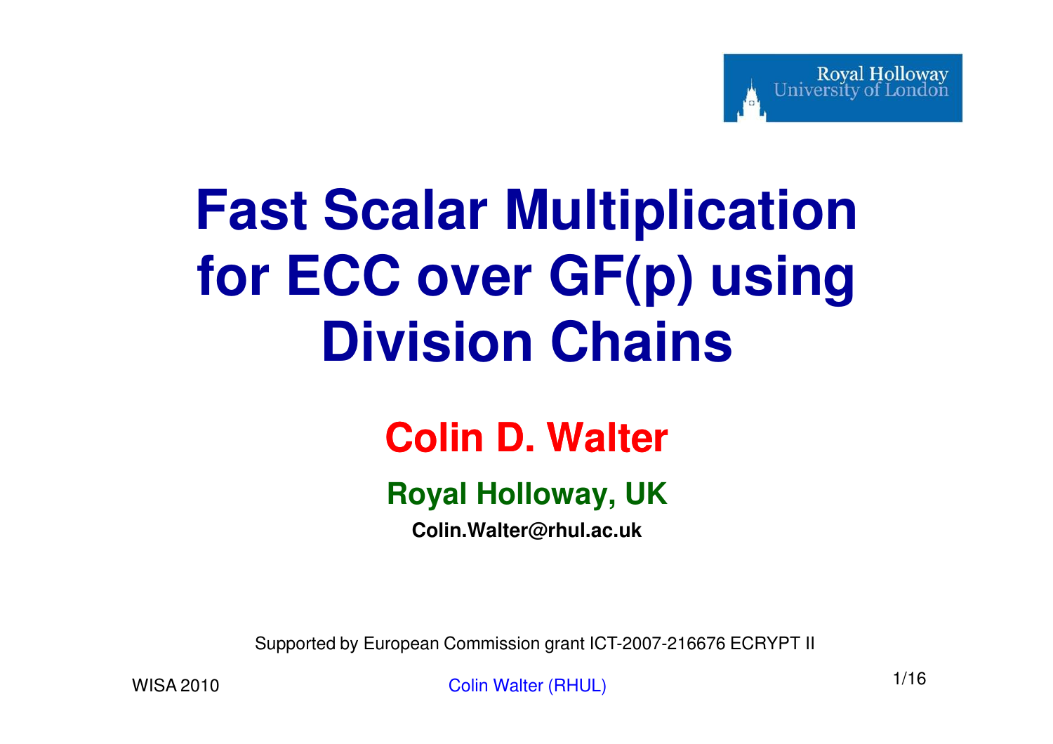Royal Holloway University of London

# Fast Scalar Multiplication for ECC over GF(p) using Division Chains

## Colin D. Walter

### Royal Holloway, UK

**Colin.Walter@rhul.ac.uk**

Supported by European Commission grant ICT-2007-216676 ECRYPT II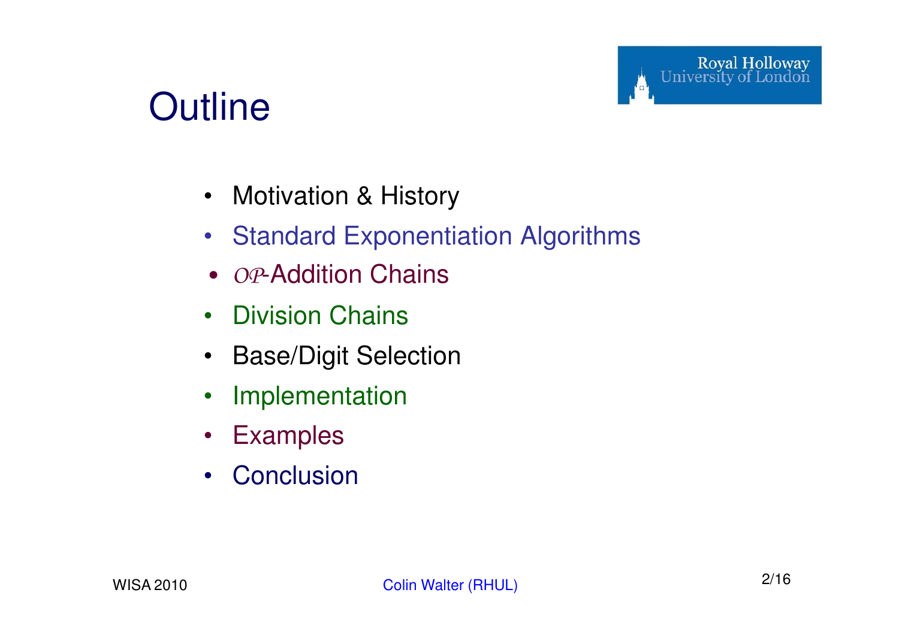# Outline

- Motivation & History
- Standard Exponentiation Algorithms
- *OP*-Addition Chains
- Division Chains
- Base/Digit Selection
- Implementation
- Examples
- Conclusion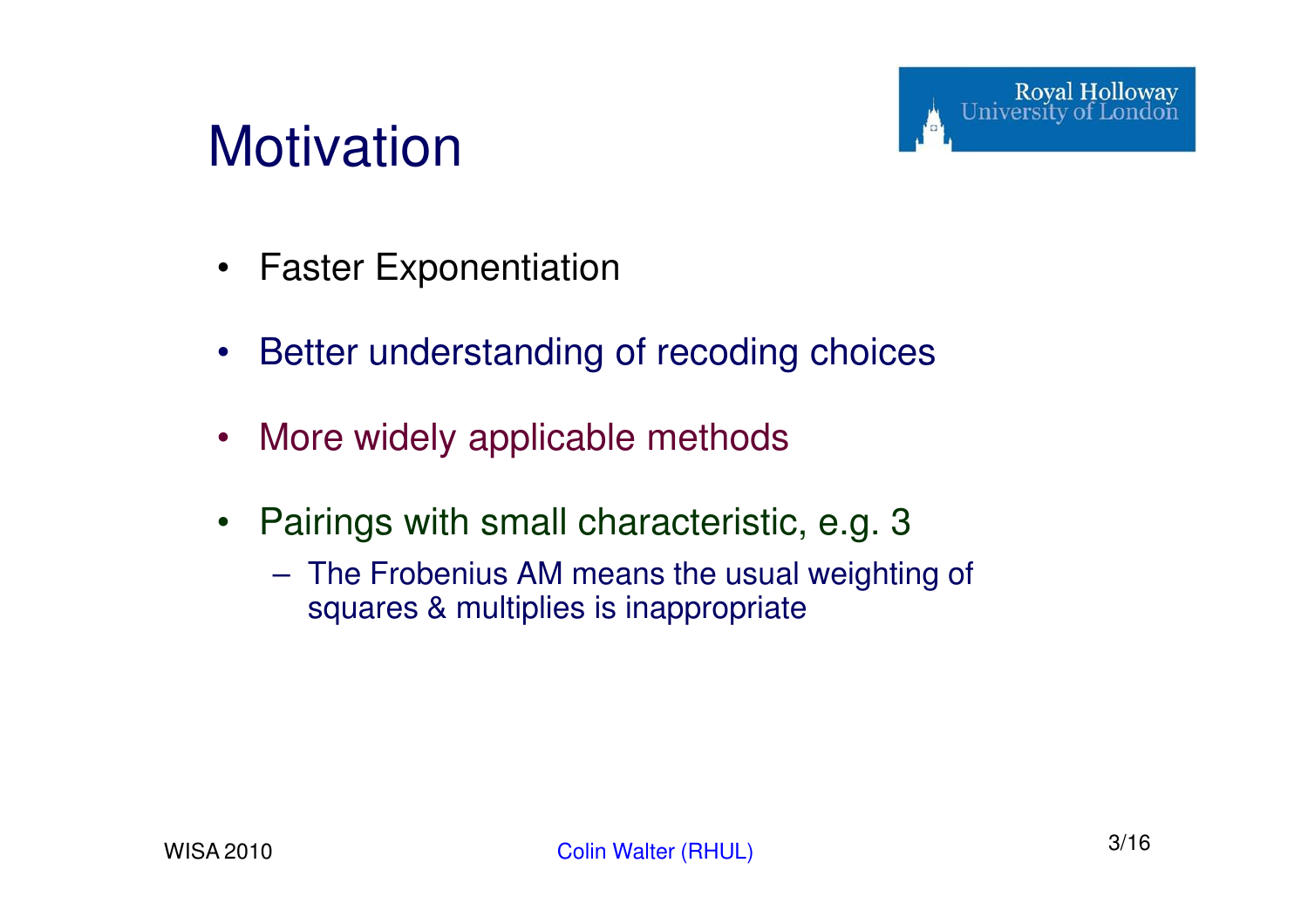# Motivation

- Faster Exponentiation
- Better understanding of recoding choices
- More widely applicable methods
- Pairings with small characteristic, e.g. 3
  - The Frobenius AM means the usual weighting of squares & multiplies is inappropriate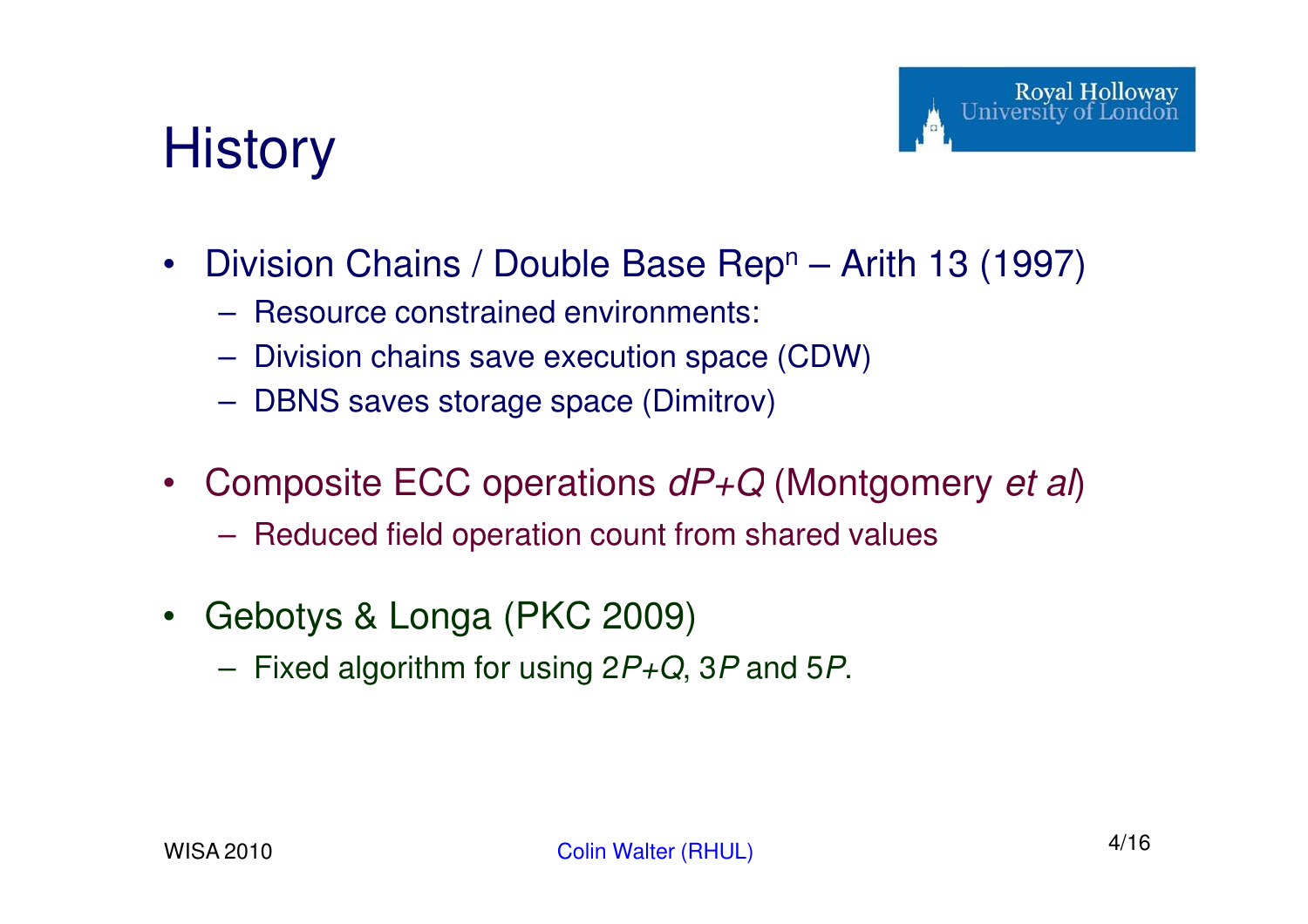# History

- Division Chains / Double Base Rep$^n$ – Arith 13 (1997)
  - Resource constrained environments:
  - Division chains save execution space (CDW)
  - DBNS saves storage space (Dimitrov)
- Composite ECC operations $dP+Q$ (Montgomery *et al*)
  - Reduced field operation count from shared values
- Gebotys & Longa (PKC 2009)
  - Fixed algorithm for using $2P+Q$, $3P$ and $5P$.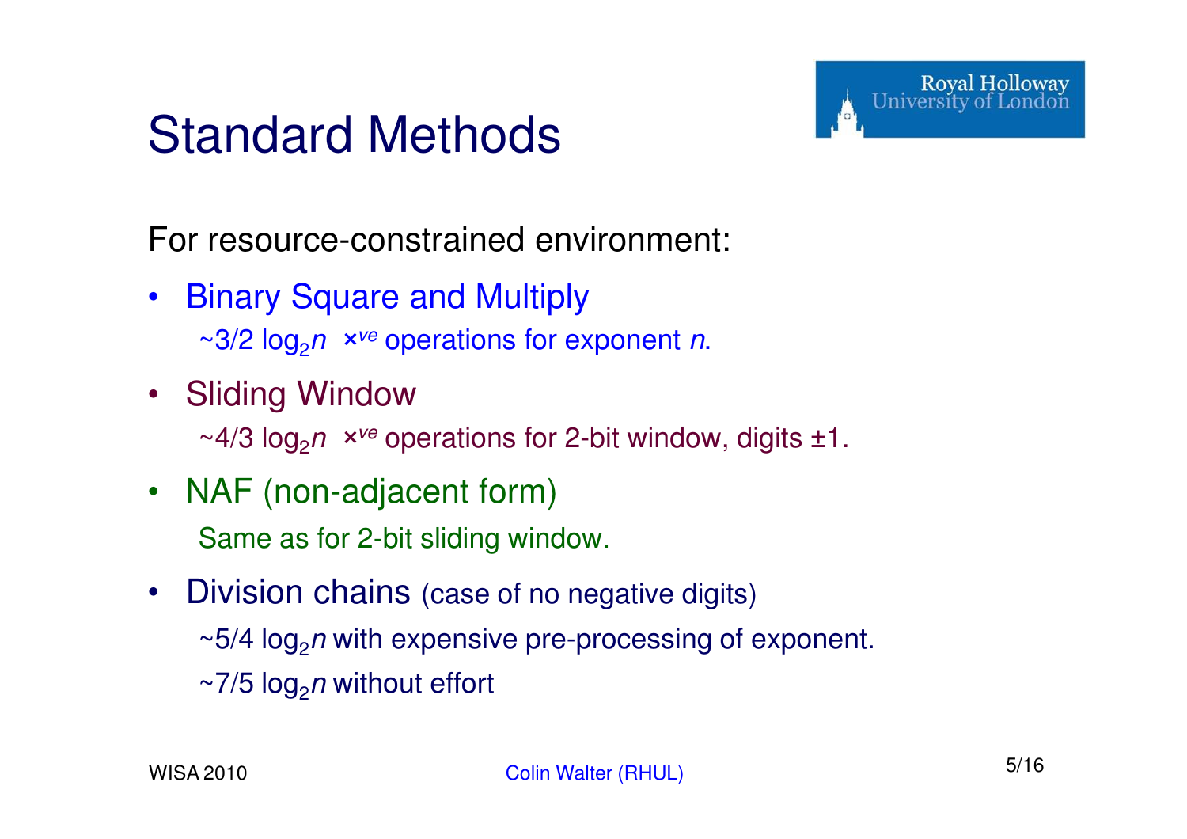# Standard Methods

For resource-constrained environment:

- Binary Square and Multiply
  - ~$3/2 \log_2 n$ $\times^{ve}$ operations for exponent $n$.
- Sliding Window
  - ~$4/3 \log_2 n$ $\times^{ve}$ operations for 2-bit window, digits ±1.
- NAF (non-adjacent form)
  - Same as for 2-bit sliding window.
- Division chains (case of no negative digits)
  - ~$5/4 \log_2 n$ with expensive pre-processing of exponent.
  - ~$7/5 \log_2 n$ without effort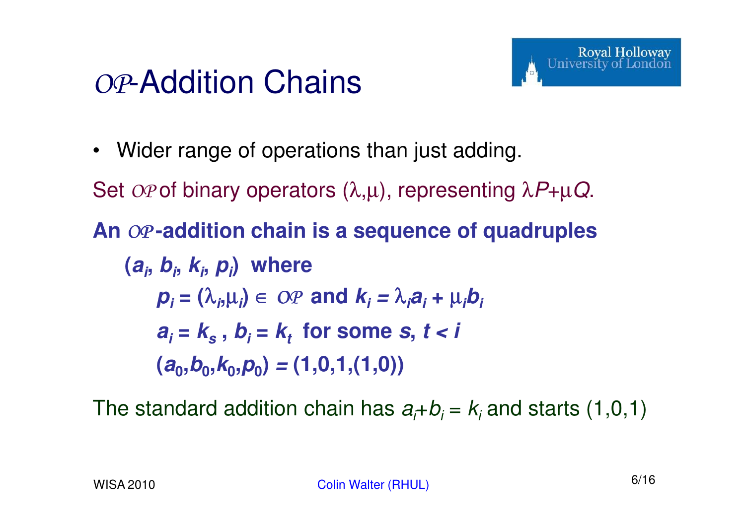# $\mathcal{OP}$-Addition Chains

- Wider range of operations than just adding.

Set $\mathcal{OP}$ of binary operators $(\lambda,\mu)$, representing $\lambda P+\mu Q$.

**An $\mathcal{OP}$-addition chain is a sequence of quadruples**

**$(a_i, b_i, k_i, p_i)$ where**

**$p_i = (\lambda_i,\mu_i) \in \mathcal{OP}$ and $k_i = \lambda_i a_i + \mu_i b_i$**

**$a_i = k_s$ , $b_i = k_t$ for some $s$, $t < i$**

**$(a_0,b_0,k_0,p_0) = (1,0,1,(1,0))$**

The standard addition chain has $a_i+b_i = k_i$ and starts (1,0,1)

WISA 2010 Colin Walter (RHUL)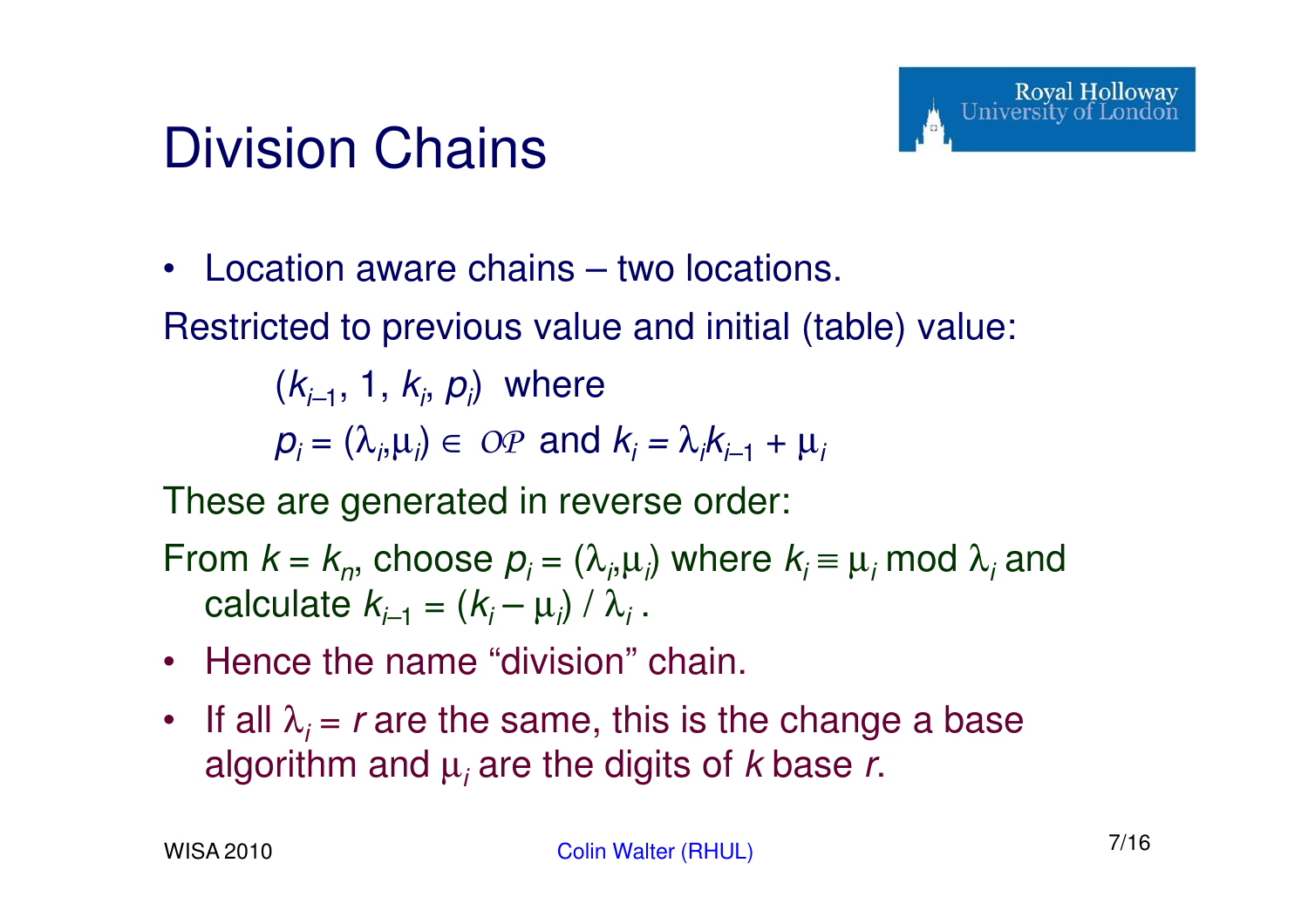# Division Chains

- Location aware chains – two locations.

Restricted to previous value and initial (table) value:

$(k_{i-1}, 1, k_i, p_i)$ where

$p_i = (\lambda_i, \mu_i) \in \mathcal{OP}$ and $k_i = \lambda_i k_{i-1} + \mu_i$

These are generated in reverse order:

From $k = k_n$, choose $p_i = (\lambda_i, \mu_i)$ where $k_i \equiv \mu_i \bmod \lambda_i$ and calculate $k_{i-1} = (k_i - \mu_i) / \lambda_i$ .

- Hence the name "division" chain.
- If all $\lambda_i = r$ are the same, this is the change a base algorithm and $\mu_i$ are the digits of $k$ base $r$.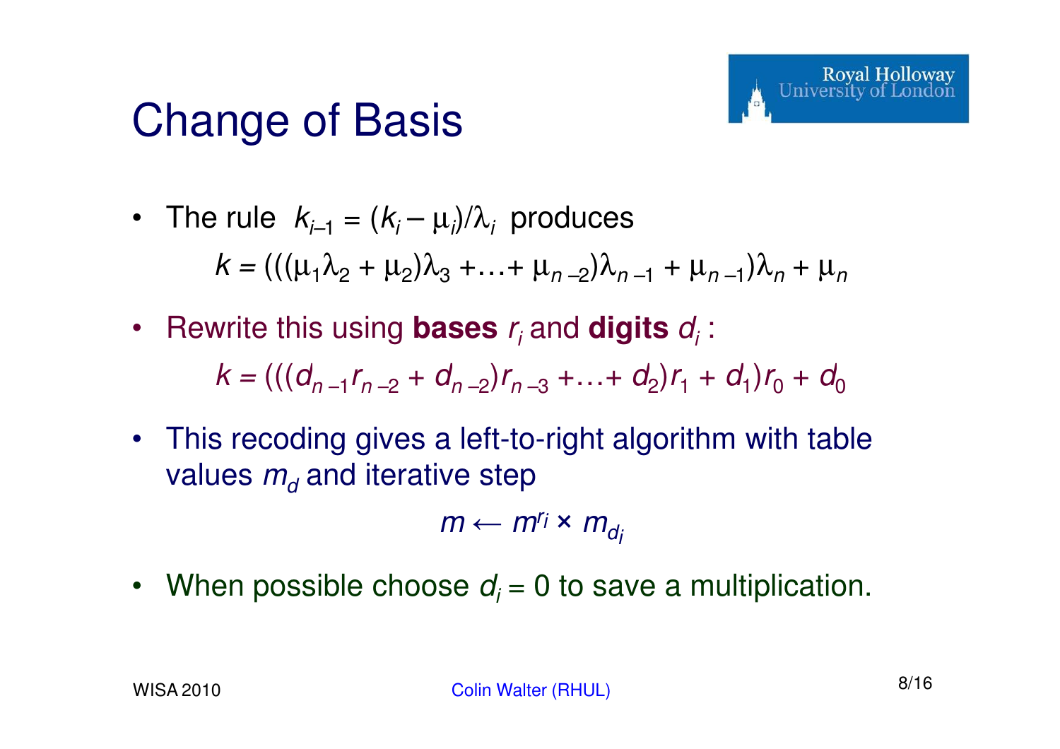# Change of Basis

- The rule $k_{i-1} = (k_i - \mu_i)/\lambda_i$ produces

$$k = (((\mu_1\lambda_2 + \mu_2)\lambda_3 + \ldots + \mu_{n-2})\lambda_{n-1} + \mu_{n-1})\lambda_n + \mu_n$$

- Rewrite this using **bases** $r_i$ and **digits** $d_i$ :

$$k = (((d_{n-1}r_{n-2} + d_{n-2})r_{n-3} + \ldots + d_2)r_1 + d_1)r_0 + d_0$$

- This recoding gives a left-to-right algorithm with table values $m_d$ and iterative step

$$m \leftarrow m^{r_i} \times m_{d_i}$$

- When possible choose $d_i = 0$ to save a multiplication.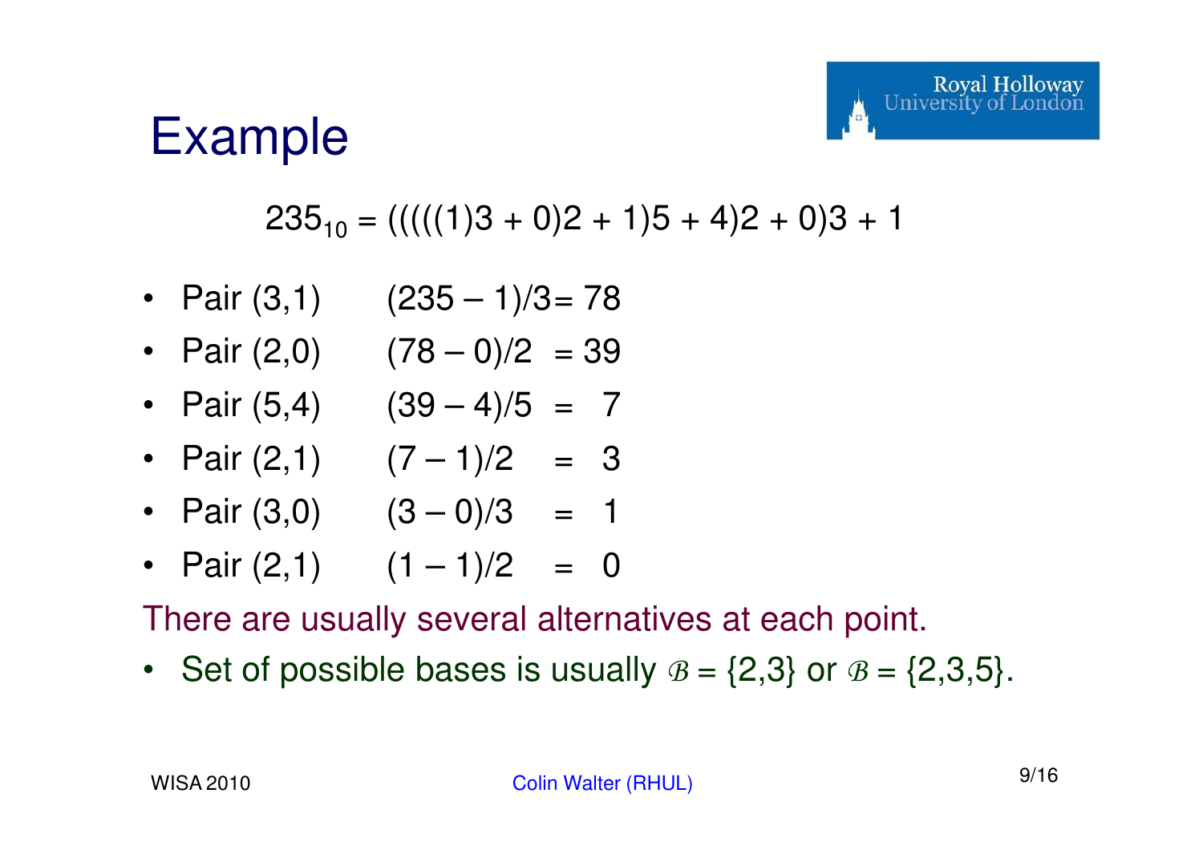# Example

$$235_{10} = (((((1)3 + 0)2 + 1)5 + 4)2 + 0)3 + 1$$

- Pair (3,1) $(235 - 1)/3 = 78$
- Pair (2,0) $(78 - 0)/2 = 39$
- Pair (5,4) $(39 - 4)/5 = 7$
- Pair (2,1) $(7 - 1)/2 = 3$
- Pair (3,0) $(3 - 0)/3 = 1$
- Pair (2,1) $(1 - 1)/2 = 0$

There are usually several alternatives at each point.

- Set of possible bases is usually $\mathcal{B} = \{2,3\}$ or $\mathcal{B} = \{2,3,5\}$.

WISA 2010 Colin Walter (RHUL)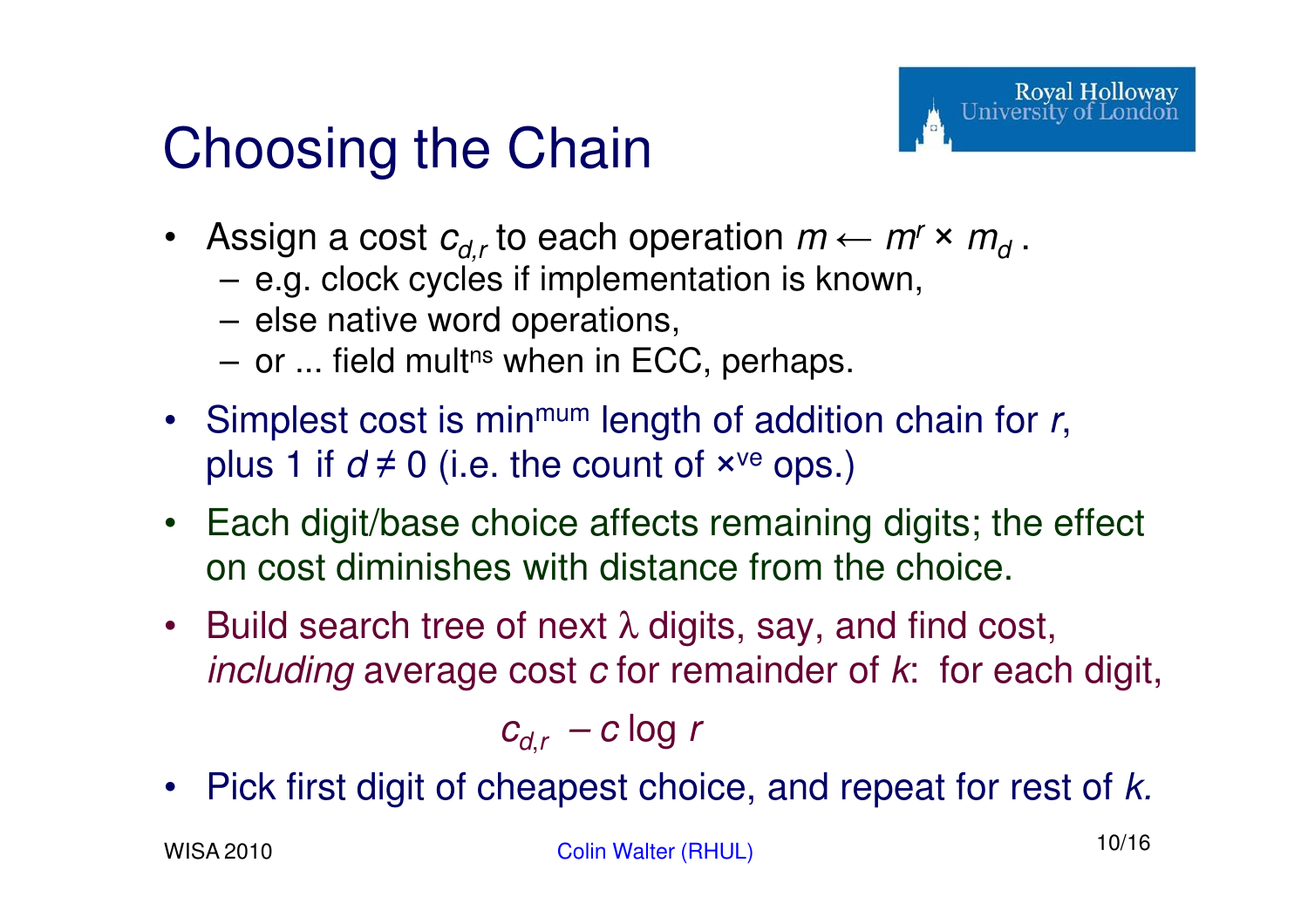# Choosing the Chain

- Assign a cost $c_{d,r}$ to each operation $m \leftarrow m^r \times m_d$ .
  - e.g. clock cycles if implementation is known,
  - else native word operations,
  - or ... field mult[ns] when in ECC, perhaps.
- Simplest cost is min[mum] length of addition chain for $r$, plus 1 if $d \neq 0$ (i.e. the count of ×[ve] ops.)
- Each digit/base choice affects remaining digits; the effect on cost diminishes with distance from the choice.
- Build search tree of next $\lambda$ digits, say, and find cost, *including* average cost $c$ for remainder of $k$: for each digit,

$$c_{d,r} - c \log r$$

- Pick first digit of cheapest choice, and repeat for rest of $k$.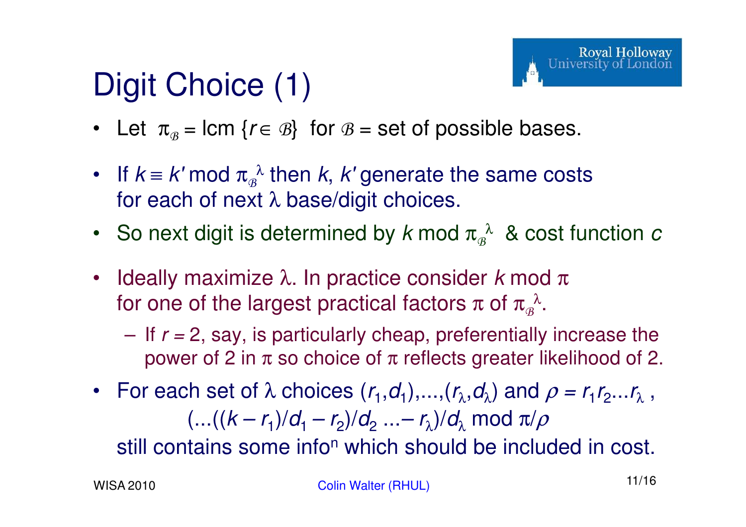# Digit Choice (1)

- Let $\pi_{\mathcal{B}} = \text{lcm}\,\{r \in \mathcal{B}\}$ for $\mathcal{B}$ = set of possible bases.
- If $k \equiv k' \bmod \pi_{\mathcal{B}}^{\lambda}$ then $k$, $k'$ generate the same costs for each of next $\lambda$ base/digit choices.
- So next digit is determined by $k \bmod \pi_{\mathcal{B}}^{\lambda}$ & cost function $c$
- Ideally maximize $\lambda$. In practice consider $k \bmod \pi$ for one of the largest practical factors $\pi$ of $\pi_{\mathcal{B}}^{\lambda}$.
  - If $r = 2$, say, is particularly cheap, preferentially increase the power of 2 in $\pi$ so choice of $\pi$ reflects greater likelihood of 2.
- For each set of $\lambda$ choices $(r_1,d_1),\ldots,(r_\lambda,d_\lambda)$ and $\rho = r_1 r_2 \ldots r_\lambda$ ,

  $$(\ldots((k - r_1)/d_1 - r_2)/d_2 \ldots - r_\lambda)/d_\lambda \bmod \pi/\rho$$

  still contains some info$^n$ which should be included in cost.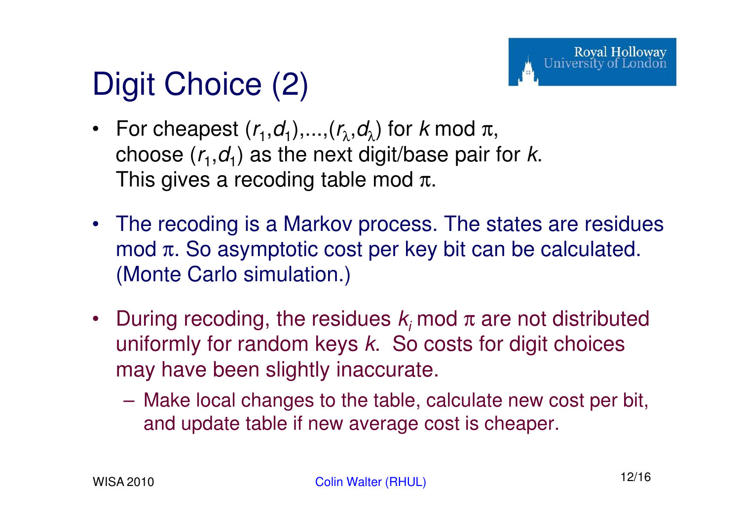# Digit Choice (2)

- For cheapest $(r_1,d_1),...,(r_\lambda,d_\lambda)$ for $k$ mod $\pi$, choose $(r_1,d_1)$ as the next digit/base pair for $k$. This gives a recoding table mod $\pi$.
- The recoding is a Markov process. The states are residues mod $\pi$. So asymptotic cost per key bit can be calculated. (Monte Carlo simulation.)
- During recoding, the residues $k_i$ mod $\pi$ are not distributed uniformly for random keys $k$. So costs for digit choices may have been slightly inaccurate.
  - Make local changes to the table, calculate new cost per bit, and update table if new average cost is cheaper.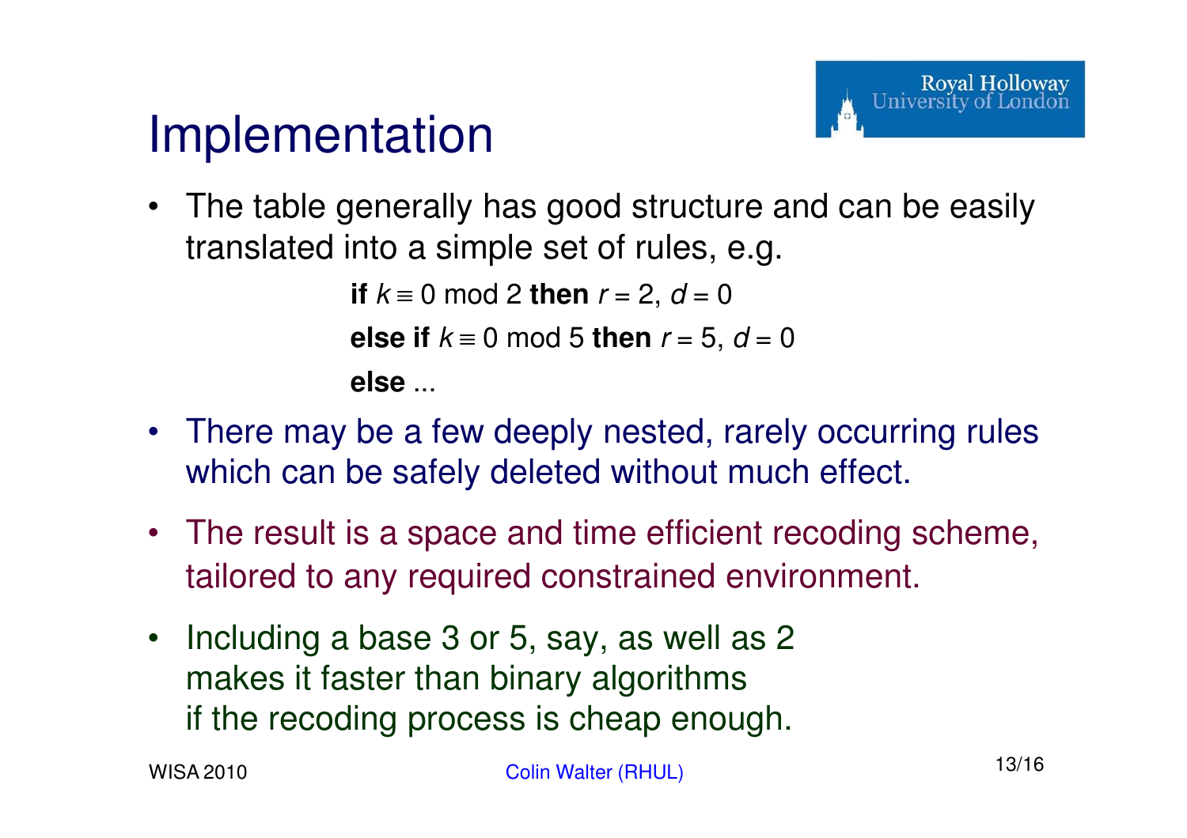# Implementation

- The table generally has good structure and can be easily translated into a simple set of rules, e.g.

  **if** $k \equiv 0 \bmod 2$ **then** $r = 2$, $d = 0$

  **else if** $k \equiv 0 \bmod 5$ **then** $r = 5$, $d = 0$

  **else** ...

- There may be a few deeply nested, rarely occurring rules which can be safely deleted without much effect.
- The result is a space and time efficient recoding scheme, tailored to any required constrained environment.
- Including a base 3 or 5, say, as well as 2 makes it faster than binary algorithms if the recoding process is cheap enough.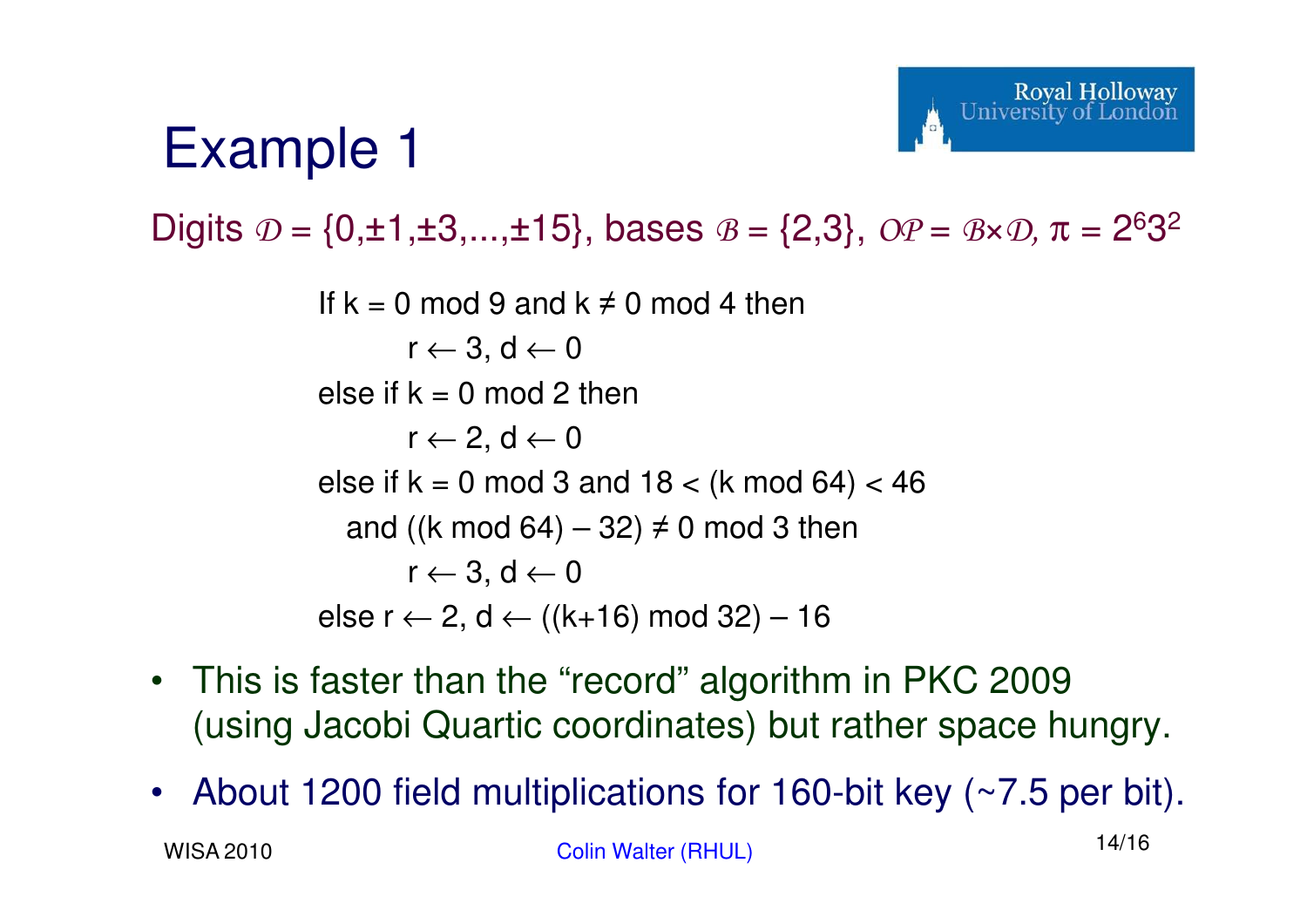# Example 1

Digits $\mathcal{D} = \{0, \pm 1, \pm 3, ..., \pm 15\}$, bases $\mathcal{B} = \{2,3\}$, $\mathcal{OP} = \mathcal{B} \times \mathcal{D}$, $\pi = 2^6 3^2$

```
If k = 0 mod 9 and k ≠ 0 mod 4 then
        r ← 3, d ← 0
else if k = 0 mod 2 then
        r ← 2, d ← 0
else if k = 0 mod 3 and 18 < (k mod 64) < 46
   and ((k mod 64) – 32) ≠ 0 mod 3 then
        r ← 3, d ← 0
else r ← 2, d ← ((k+16) mod 32) – 16
```

- This is faster than the "record" algorithm in PKC 2009 (using Jacobi Quartic coordinates) but rather space hungry.
- About 1200 field multiplications for 160-bit key (~7.5 per bit).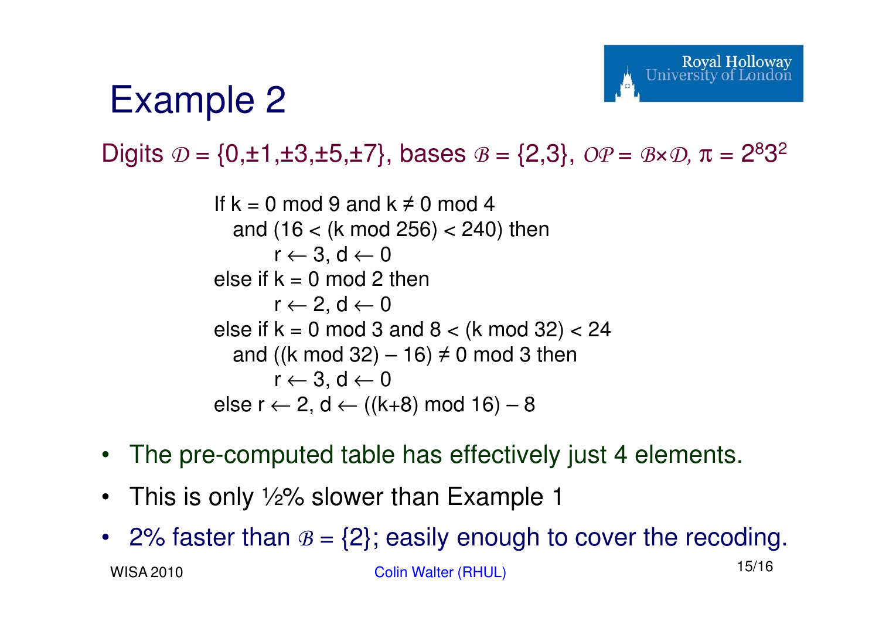# Example 2

Digits $\mathcal{D} = \{0,\pm1,\pm3,\pm5,\pm7\}$, bases $\mathcal{B} = \{2,3\}$, $\mathcal{OP} = \mathcal{B}\times\mathcal{D}$, $\pi = 2^8 3^2$

```
If k = 0 mod 9 and k ≠ 0 mod 4
   and (16 < (k mod 256) < 240) then
         r ← 3, d ← 0
else if k = 0 mod 2 then
         r ← 2, d ← 0
else if k = 0 mod 3 and 8 < (k mod 32) < 24
   and ((k mod 32) – 16) ≠ 0 mod 3 then
         r ← 3, d ← 0
else r ← 2, d ← ((k+8) mod 16) – 8
```

- The pre-computed table has effectively just 4 elements.
- This is only ½% slower than Example 1
- 2% faster than $\mathcal{B} = \{2\}$; easily enough to cover the recoding.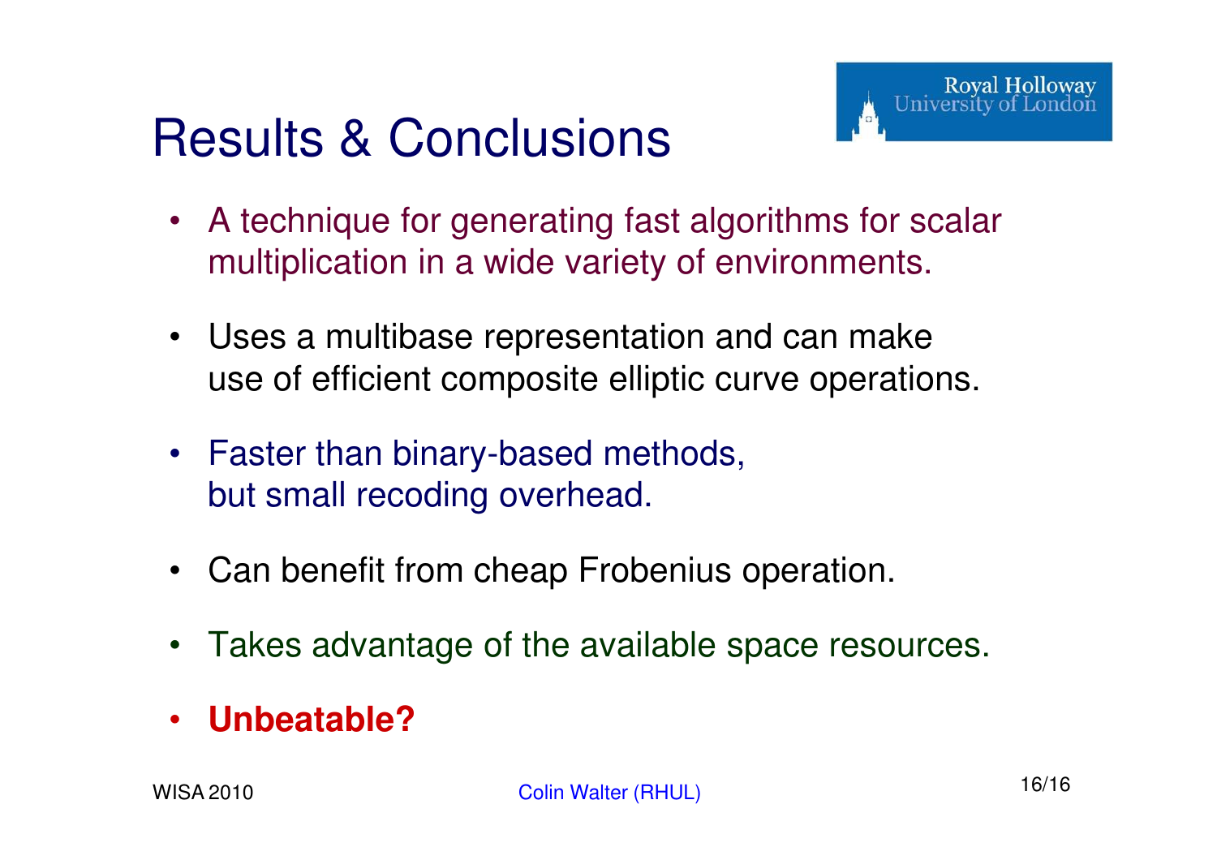# Results & Conclusions

- A technique for generating fast algorithms for scalar multiplication in a wide variety of environments.
- Uses a multibase representation and can make use of efficient composite elliptic curve operations.
- Faster than binary-based methods, but small recoding overhead.
- Can benefit from cheap Frobenius operation.
- Takes advantage of the available space resources.
- **Unbeatable?**